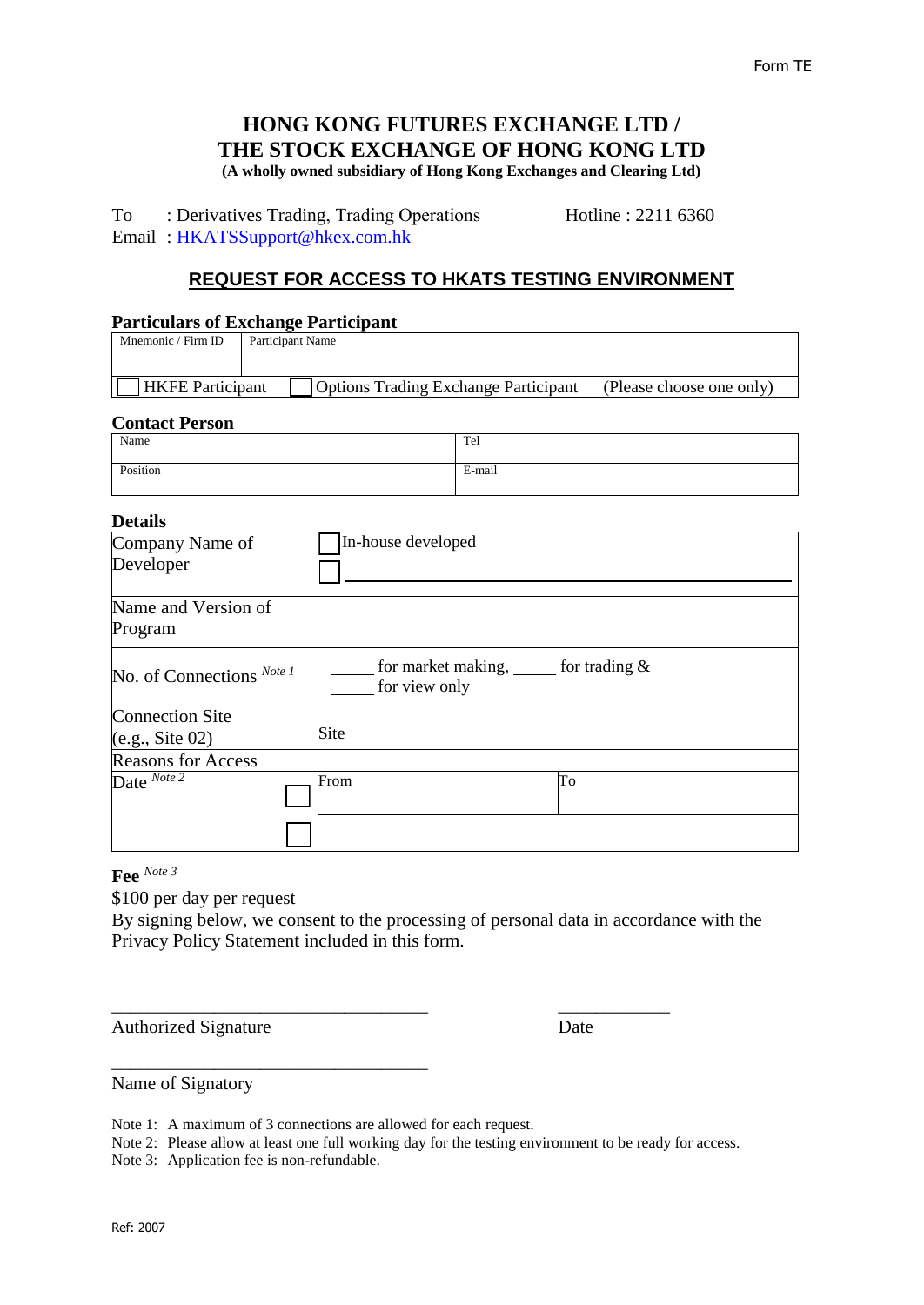Form TE

# HONG KONG FUTURES EXCHANGE LTD / THE STOCK EXCHANGE OF HONG KONG LTD

**(A wholly owned subsidiary of Hong Kong Exchanges and Clearing Ltd)**

To : Derivatives Trading, Trading Operations Hotline : 2211 6360
Email : HKATSSupport@hkex.com.hk

## REQUEST FOR ACCESS TO HKATS TESTING ENVIRONMENT

### Particulars of Exchange Participant

| Mnemonic / Firm ID | Participant Name |
|---|---|
| | |
| ☐ HKFE Participant ☐ Options Trading Exchange Participant (Please choose one only) | |

### Contact Person

| Name | Tel |
|---|---|
| Position | E-mail |

### Details

| | | |
|---|---|---|
| Company Name of Developer | ☐ In-house developed<br>☐ ______________________ | |
| Name and Version of Program | | |
| No. of Connections [Note 1] | _____ for market making, _____ for trading & _____ for view only | |
| Connection Site (e.g., Site 02) | Site | |
| Reasons for Access | | |
| Date [Note 2] ☐ | From | To |
| ☐ | | |

**Fee** [Note 3]

$100 per day per request

By signing below, we consent to the processing of personal data in accordance with the Privacy Policy Statement included in this form.

___________________________________ ____________

Authorized Signature Date

___________________________________

Name of Signatory

Note 1: A maximum of 3 connections are allowed for each request.
Note 2: Please allow at least one full working day for the testing environment to be ready for access.
Note 3: Application fee is non-refundable.

Ref: 2007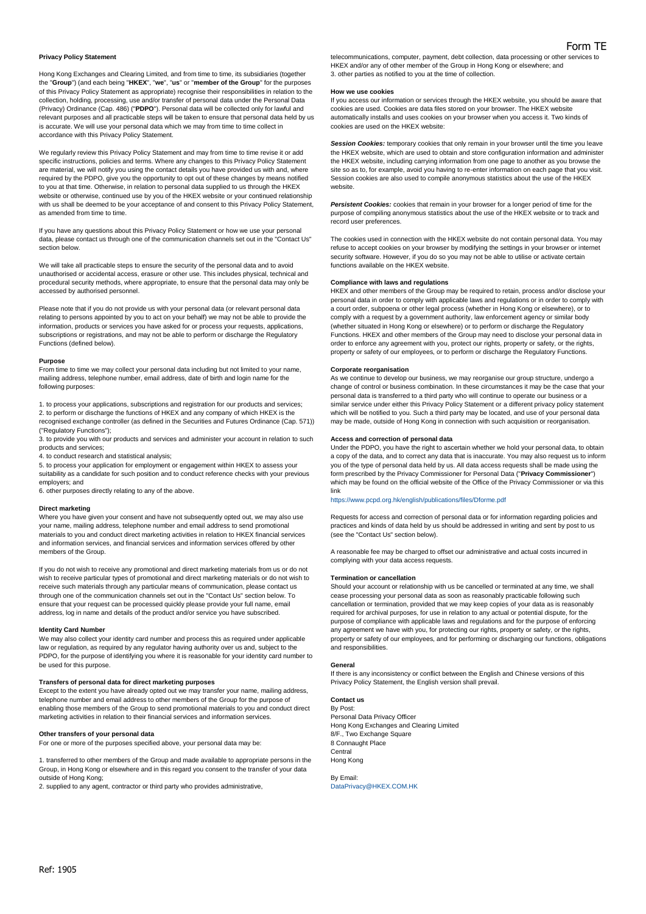# Privacy Policy Statement

Hong Kong Exchanges and Clearing Limited, and from time to time, its subsidiaries (together the "**Group**") (and each being "**HKEX**", "**we**", "**us**" or "**member of the Group**" for the purposes of this Privacy Policy Statement as appropriate) recognise their responsibilities in relation to the collection, holding, processing, use and/or transfer of personal data under the Personal Data (Privacy) Ordinance (Cap. 486) ("**PDPO**"). Personal data will be collected only for lawful and relevant purposes and all practicable steps will be taken to ensure that personal data held by us is accurate. We will use your personal data which we may from time to time collect in accordance with this Privacy Policy Statement.

We regularly review this Privacy Policy Statement and may from time to time revise it or add specific instructions, policies and terms. Where any changes to this Privacy Policy Statement are material, we will notify you using the contact details you have provided us with and, where required by the PDPO, give you the opportunity to opt out of these changes by means notified to you at that time. Otherwise, in relation to personal data supplied to us through the HKEX website or otherwise, continued use by you of the HKEX website or your continued relationship with us shall be deemed to be your acceptance of and consent to this Privacy Policy Statement, as amended from time to time.

If you have any questions about this Privacy Policy Statement or how we use your personal data, please contact us through one of the communication channels set out in the "Contact Us" section below.

We will take all practicable steps to ensure the security of the personal data and to avoid unauthorised or accidental access, erasure or other use. This includes physical, technical and procedural security methods, where appropriate, to ensure that the personal data may only be accessed by authorised personnel.

Please note that if you do not provide us with your personal data (or relevant personal data relating to persons appointed by you to act on your behalf) we may not be able to provide the information, products or services you have asked for or process your requests, applications, subscriptions or registrations, and may not be able to perform or discharge the Regulatory Functions (defined below).

## Purpose

From time to time we may collect your personal data including but not limited to your name, mailing address, telephone number, email address, date of birth and login name for the following purposes:

1. to process your applications, subscriptions and registration for our products and services;
2. to perform or discharge the functions of HKEX and any company of which HKEX is the recognised exchange controller (as defined in the Securities and Futures Ordinance (Cap. 571)) ("Regulatory Functions");
3. to provide you with our products and services and administer your account in relation to such products and services;
4. to conduct research and statistical analysis;
5. to process your application for employment or engagement within HKEX to assess your suitability as a candidate for such position and to conduct reference checks with your previous employers; and
6. other purposes directly relating to any of the above.

## Direct marketing

Where you have given your consent and have not subsequently opted out, we may also use your name, mailing address, telephone number and email address to send promotional materials to you and conduct direct marketing activities in relation to HKEX financial services and information services, and financial services and information services offered by other members of the Group.

If you do not wish to receive any promotional and direct marketing materials from us or do not wish to receive particular types of promotional and direct marketing materials or do not wish to receive such materials through any particular means of communication, please contact us through one of the communication channels set out in the "Contact Us" section below. To ensure that your request can be processed quickly please provide your full name, email address, log in name and details of the product and/or service you have subscribed.

## Identity Card Number

We may also collect your identity card number and process this as required under applicable law or regulation, as required by any regulator having authority over us and, subject to the PDPO, for the purpose of identifying you where it is reasonable for your identity card number to be used for this purpose.

## Transfers of personal data for direct marketing purposes

Except to the extent you have already opted out we may transfer your name, mailing address, telephone number and email address to other members of the Group for the purpose of enabling those members of the Group to send promotional materials to you and conduct direct marketing activities in relation to their financial services and information services.

## Other transfers of your personal data

For one or more of the purposes specified above, your personal data may be:

1. transferred to other members of the Group and made available to appropriate persons in the Group, in Hong Kong or elsewhere and in this regard you consent to the transfer of your data outside of Hong Kong;
2. supplied to any agent, contractor or third party who provides administrative, telecommunications, computer, payment, debt collection, data processing or other services to HKEX and/or any of other member of the Group in Hong Kong or elsewhere; and
3. other parties as notified to you at the time of collection.

## How we use cookies

If you access our information or services through the HKEX website, you should be aware that cookies are used. Cookies are data files stored on your browser. The HKEX website automatically installs and uses cookies on your browser when you access it. Two kinds of cookies are used on the HKEX website:

***Session Cookies:*** temporary cookies that only remain in your browser until the time you leave the HKEX website, which are used to obtain and store configuration information and administer the HKEX website, including carrying information from one page to another as you browse the site so as to, for example, avoid you having to re-enter information on each page that you visit. Session cookies are also used to compile anonymous statistics about the use of the HKEX website.

***Persistent Cookies:*** cookies that remain in your browser for a longer period of time for the purpose of compiling anonymous statistics about the use of the HKEX website or to track and record user preferences.

The cookies used in connection with the HKEX website do not contain personal data. You may refuse to accept cookies on your browser by modifying the settings in your browser or internet security software. However, if you do so you may not be able to utilise or activate certain functions available on the HKEX website.

## Compliance with laws and regulations

HKEX and other members of the Group may be required to retain, process and/or disclose your personal data in order to comply with applicable laws and regulations or in order to comply with a court order, subpoena or other legal process (whether in Hong Kong or elsewhere), or to comply with a request by a government authority, law enforcement agency or similar body (whether situated in Hong Kong or elsewhere) or to perform or discharge the Regulatory Functions. HKEX and other members of the Group may need to disclose your personal data in order to enforce any agreement with you, protect our rights, property or safety, or the rights, property or safety of our employees, or to perform or discharge the Regulatory Functions.

## Corporate reorganisation

As we continue to develop our business, we may reorganise our group structure, undergo a change of control or business combination. In these circumstances it may be the case that your personal data is transferred to a third party who will continue to operate our business or a similar service under either this Privacy Policy Statement or a different privacy policy statement which will be notified to you. Such a third party may be located, and use of your personal data may be made, outside of Hong Kong in connection with such acquisition or reorganisation.

## Access and correction of personal data

Under the PDPO, you have the right to ascertain whether we hold your personal data, to obtain a copy of the data, and to correct any data that is inaccurate. You may also request us to inform you of the type of personal data held by us. All data access requests shall be made using the form prescribed by the Privacy Commissioner for Personal Data ("**Privacy Commissioner**") which may be found on the official website of the Office of the Privacy Commissioner or via this link

https://www.pcpd.org.hk/english/publications/files/Dforme.pdf

Requests for access and correction of personal data or for information regarding policies and practices and kinds of data held by us should be addressed in writing and sent by post to us (see the "Contact Us" section below).

A reasonable fee may be charged to offset our administrative and actual costs incurred in complying with your data access requests.

## Termination or cancellation

Should your account or relationship with us be cancelled or terminated at any time, we shall cease processing your personal data as soon as reasonably practicable following such cancellation or termination, provided that we may keep copies of your data as is reasonably required for archival purposes, for use in relation to any actual or potential dispute, for the purpose of compliance with applicable laws and regulations and for the purpose of enforcing any agreement we have with you, for protecting our rights, property or safety, or the rights, property or safety of our employees, and for performing or discharging our functions, obligations and responsibilities.

## General

If there is any inconsistency or conflict between the English and Chinese versions of this Privacy Policy Statement, the English version shall prevail.

## Contact us

By Post:
Personal Data Privacy Officer
Hong Kong Exchanges and Clearing Limited
8/F., Two Exchange Square
8 Connaught Place
Central
Hong Kong

By Email:
DataPrivacy@HKEX.COM.HK